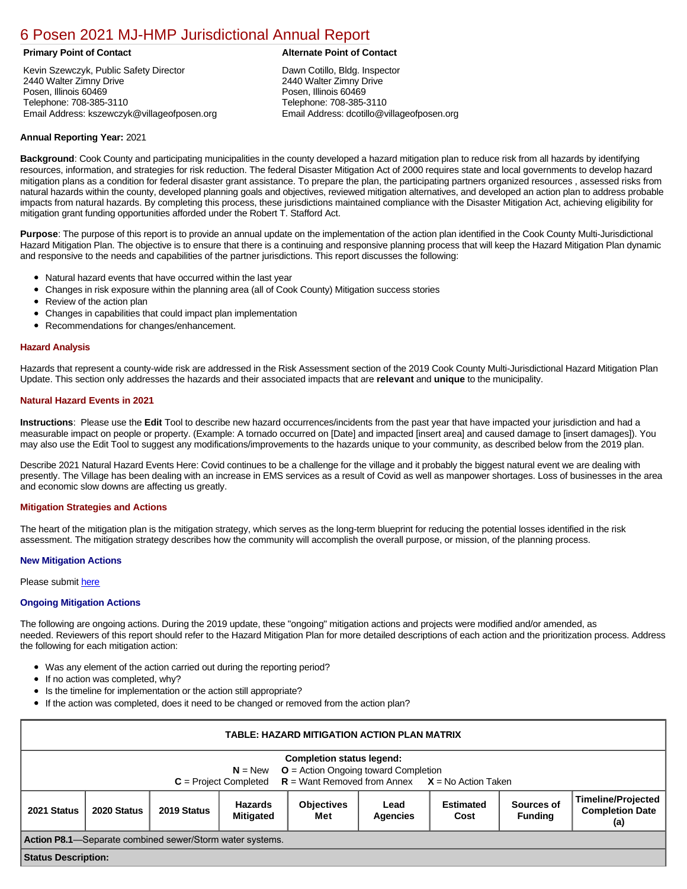# 6 Posen 2021 MJ-HMP Jurisdictional Annual Report

**Primary Point of Contact**

Kevin Szewczyk, Public Safety Director
2440 Walter Zimny Drive
Posen, Illinois 60469
Telephone: 708-385-3110
Email Address: kszewczyk@villageofposen.org

**Alternate Point of Contact**

Dawn Cotillo, Bldg. Inspector
2440 Walter Zimny Drive
Posen, Illinois 60469
Telephone: 708-385-3110
Email Address: dcotillo@villageofposen.org

**Annual Reporting Year:** 2021

**Background**: Cook County and participating municipalities in the county developed a hazard mitigation plan to reduce risk from all hazards by identifying resources, information, and strategies for risk reduction. The federal Disaster Mitigation Act of 2000 requires state and local governments to develop hazard mitigation plans as a condition for federal disaster grant assistance. To prepare the plan, the participating partners organized resources , assessed risks from natural hazards within the county, developed planning goals and objectives, reviewed mitigation alternatives, and developed an action plan to address probable impacts from natural hazards. By completing this process, these jurisdictions maintained compliance with the Disaster Mitigation Act, achieving eligibility for mitigation grant funding opportunities afforded under the Robert T. Stafford Act.

**Purpose**: The purpose of this report is to provide an annual update on the implementation of the action plan identified in the Cook County Multi-Jurisdictional Hazard Mitigation Plan. The objective is to ensure that there is a continuing and responsive planning process that will keep the Hazard Mitigation Plan dynamic and responsive to the needs and capabilities of the partner jurisdictions. This report discusses the following:

- Natural hazard events that have occurred within the last year
- Changes in risk exposure within the planning area (all of Cook County) Mitigation success stories
- Review of the action plan
- Changes in capabilities that could impact plan implementation
- Recommendations for changes/enhancement.

## Hazard Analysis

Hazards that represent a county-wide risk are addressed in the Risk Assessment section of the 2019 Cook County Multi-Jurisdictional Hazard Mitigation Plan Update. This section only addresses the hazards and their associated impacts that are **relevant** and **unique** to the municipality.

## Natural Hazard Events in 2021

**Instructions**: Please use the **Edit** Tool to describe new hazard occurrences/incidents from the past year that have impacted your jurisdiction and had a measurable impact on people or property. (Example: A tornado occurred on [Date] and impacted [insert area] and caused damage to [insert damages]). You may also use the Edit Tool to suggest any modifications/improvements to the hazards unique to your community, as described below from the 2019 plan.

Describe 2021 Natural Hazard Events Here: Covid continues to be a challenge for the village and it probably the biggest natural event we are dealing with presently. The Village has been dealing with an increase in EMS services as a result of Covid as well as manpower shortages. Loss of businesses in the area and economic slow downs are affecting us greatly.

## Mitigation Strategies and Actions

The heart of the mitigation plan is the mitigation strategy, which serves as the long-term blueprint for reducing the potential losses identified in the risk assessment. The mitigation strategy describes how the community will accomplish the overall purpose, or mission, of the planning process.

### New Mitigation Actions

Please submit here

### Ongoing Mitigation Actions

The following are ongoing actions. During the 2019 update, these "ongoing" mitigation actions and projects were modified and/or amended, as needed. Reviewers of this report should refer to the Hazard Mitigation Plan for more detailed descriptions of each action and the prioritization process. Address the following for each mitigation action:

- Was any element of the action carried out during the reporting period?
- If no action was completed, why?
- Is the timeline for implementation or the action still appropriate?
- If the action was completed, does it need to be changed or removed from the action plan?

**TABLE: HAZARD MITIGATION ACTION PLAN MATRIX**

**Completion status legend:**
**N** = New **O** = Action Ongoing toward Completion
**C** = Project Completed **R** = Want Removed from Annex **X** = No Action Taken

| 2021 Status | 2020 Status | 2019 Status | Hazards Mitigated | Objectives Met | Lead Agencies | Estimated Cost | Sources of Funding | Timeline/Projected Completion Date (a) |
|---|---|---|---|---|---|---|---|---|
| **Action P8.1**—Separate combined sewer/Storm water systems. | | | | | | | | |
| **Status Description:** | | | | | | | | |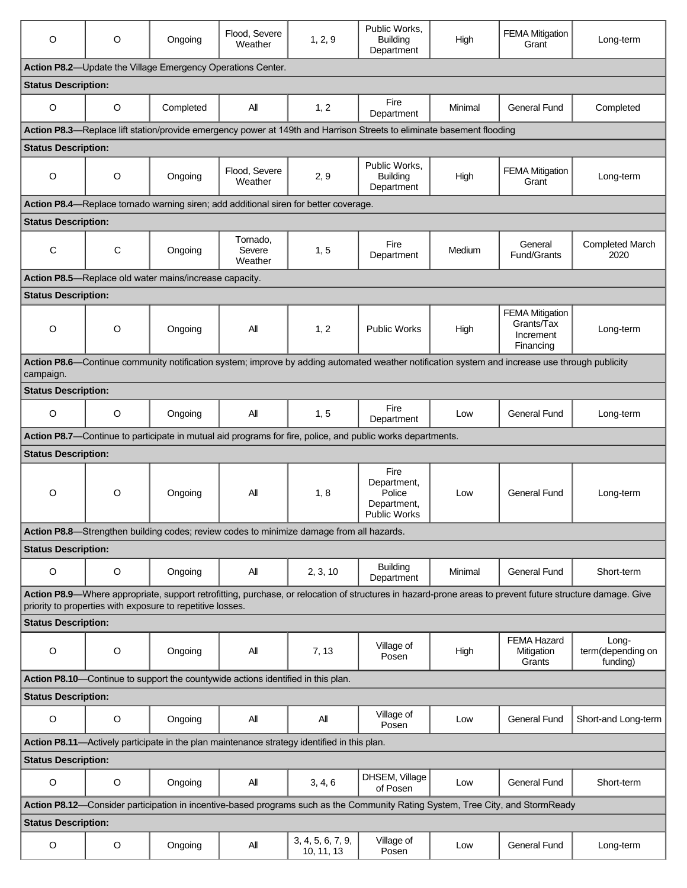| O | O | Ongoing | Flood, Severe Weather | 1, 2, 9 | Public Works, Building Department | High | FEMA Mitigation Grant | Long-term |
|---|---|---|---|---|---|---|---|---|
| **Action P8.2**—Update the Village Emergency Operations Center. | | | | | | | | |
| **Status Description:** | | | | | | | | |
| O | O | Completed | All | 1, 2 | Fire Department | Minimal | General Fund | Completed |
| **Action P8.3**—Replace lift station/provide emergency power at 149th and Harrison Streets to eliminate basement flooding | | | | | | | | |
| **Status Description:** | | | | | | | | |
| O | O | Ongoing | Flood, Severe Weather | 2, 9 | Public Works, Building Department | High | FEMA Mitigation Grant | Long-term |
| **Action P8.4**—Replace tornado warning siren; add additional siren for better coverage. | | | | | | | | |
| **Status Description:** | | | | | | | | |
| C | C | Ongoing | Tornado, Severe Weather | 1, 5 | Fire Department | Medium | General Fund/Grants | Completed March 2020 |
| **Action P8.5**—Replace old water mains/increase capacity. | | | | | | | | |
| **Status Description:** | | | | | | | | |
| O | O | Ongoing | All | 1, 2 | Public Works | High | FEMA Mitigation Grants/Tax Increment Financing | Long-term |
| **Action P8.6**—Continue community notification system; improve by adding automated weather notification system and increase use through publicity campaign. | | | | | | | | |
| **Status Description:** | | | | | | | | |
| O | O | Ongoing | All | 1, 5 | Fire Department | Low | General Fund | Long-term |
| **Action P8.7**—Continue to participate in mutual aid programs for fire, police, and public works departments. | | | | | | | | |
| **Status Description:** | | | | | | | | |
| O | O | Ongoing | All | 1, 8 | Fire Department, Police Department, Public Works | Low | General Fund | Long-term |
| **Action P8.8**—Strengthen building codes; review codes to minimize damage from all hazards. | | | | | | | | |
| **Status Description:** | | | | | | | | |
| O | O | Ongoing | All | 2, 3, 10 | Building Department | Minimal | General Fund | Short-term |
| **Action P8.9**—Where appropriate, support retrofitting, purchase, or relocation of structures in hazard-prone areas to prevent future structure damage. Give priority to properties with exposure to repetitive losses. | | | | | | | | |
| **Status Description:** | | | | | | | | |
| O | O | Ongoing | All | 7, 13 | Village of Posen | High | FEMA Hazard Mitigation Grants | Long-term(depending on funding) |
| **Action P8.10**—Continue to support the countywide actions identified in this plan. | | | | | | | | |
| **Status Description:** | | | | | | | | |
| O | O | Ongoing | All | All | Village of Posen | Low | General Fund | Short-and Long-term |
| **Action P8.11**—Actively participate in the plan maintenance strategy identified in this plan. | | | | | | | | |
| **Status Description:** | | | | | | | | |
| O | O | Ongoing | All | 3, 4, 6 | DHSEM, Village of Posen | Low | General Fund | Short-term |
| **Action P8.12**—Consider participation in incentive-based programs such as the Community Rating System, Tree City, and StormReady | | | | | | | | |
| **Status Description:** | | | | | | | | |
| O | O | Ongoing | All | 3, 4, 5, 6, 7, 9, 10, 11, 13 | Village of Posen | Low | General Fund | Long-term |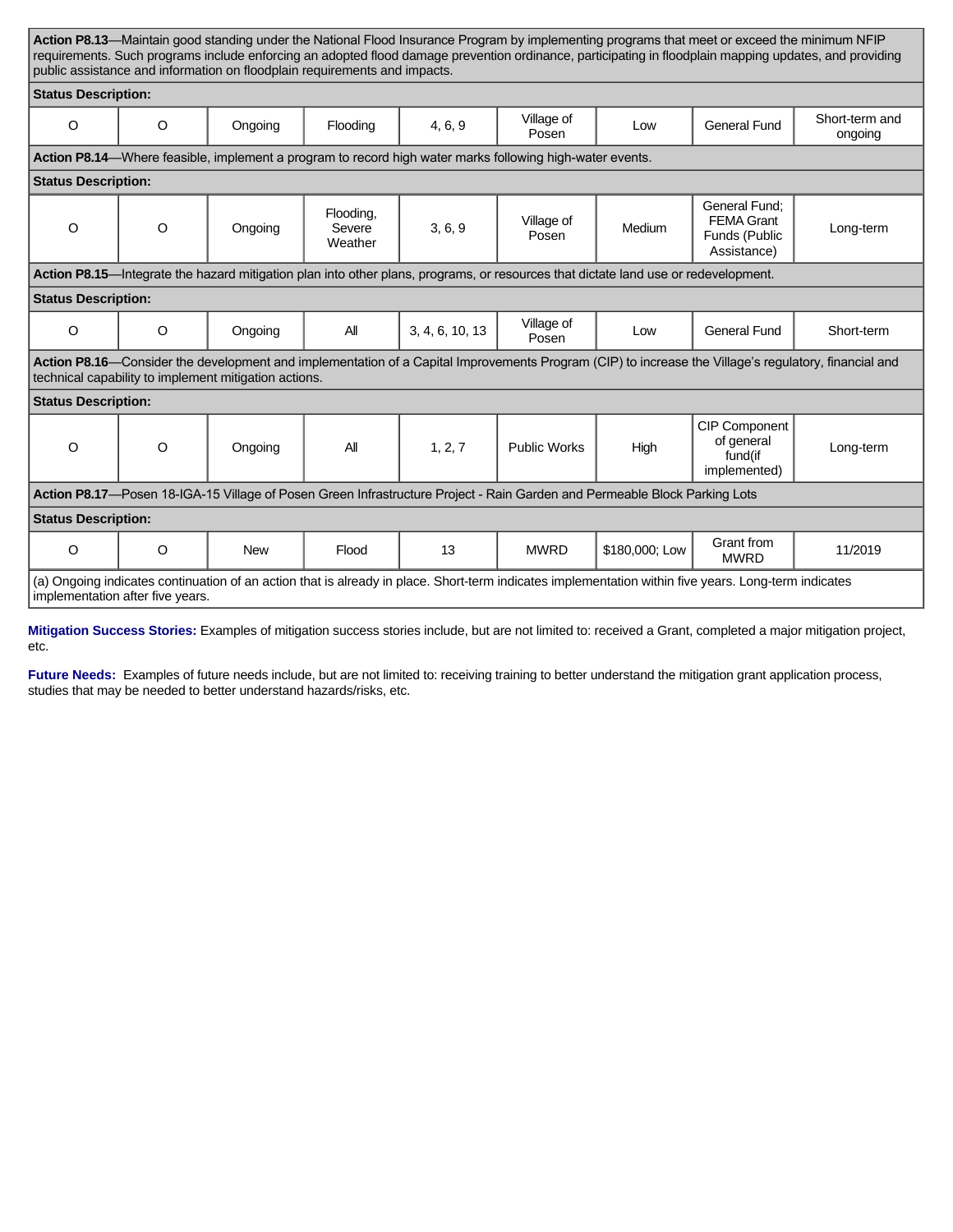| | | | | | | | | |
|---|---|---|---|---|---|---|---|---|
| **Action P8.13**—Maintain good standing under the National Flood Insurance Program by implementing programs that meet or exceed the minimum NFIP requirements. Such programs include enforcing an adopted flood damage prevention ordinance, participating in floodplain mapping updates, and providing public assistance and information on floodplain requirements and impacts. | | | | | | | | |
| **Status Description:** | | | | | | | | |
| O | O | Ongoing | Flooding | 4, 6, 9 | Village of Posen | Low | General Fund | Short-term and ongoing |
| **Action P8.14**—Where feasible, implement a program to record high water marks following high-water events. | | | | | | | | |
| **Status Description:** | | | | | | | | |
| O | O | Ongoing | Flooding, Severe Weather | 3, 6, 9 | Village of Posen | Medium | General Fund; FEMA Grant Funds (Public Assistance) | Long-term |
| **Action P8.15**—Integrate the hazard mitigation plan into other plans, programs, or resources that dictate land use or redevelopment. | | | | | | | | |
| **Status Description:** | | | | | | | | |
| O | O | Ongoing | All | 3, 4, 6, 10, 13 | Village of Posen | Low | General Fund | Short-term |
| **Action P8.16**—Consider the development and implementation of a Capital Improvements Program (CIP) to increase the Village's regulatory, financial and technical capability to implement mitigation actions. | | | | | | | | |
| **Status Description:** | | | | | | | | |
| O | O | Ongoing | All | 1, 2, 7 | Public Works | High | CIP Component of general fund(if implemented) | Long-term |
| **Action P8.17**—Posen 18-IGA-15 Village of Posen Green Infrastructure Project - Rain Garden and Permeable Block Parking Lots | | | | | | | | |
| **Status Description:** | | | | | | | | |
| O | O | New | Flood | 13 | MWRD | $180,000; Low | Grant from MWRD | 11/2019 |
| (a) Ongoing indicates continuation of an action that is already in place. Short-term indicates implementation within five years. Long-term indicates implementation after five years. | | | | | | | | |

**Mitigation Success Stories:** Examples of mitigation success stories include, but are not limited to: received a Grant, completed a major mitigation project, etc.

**Future Needs:** Examples of future needs include, but are not limited to: receiving training to better understand the mitigation grant application process, studies that may be needed to better understand hazards/risks, etc.